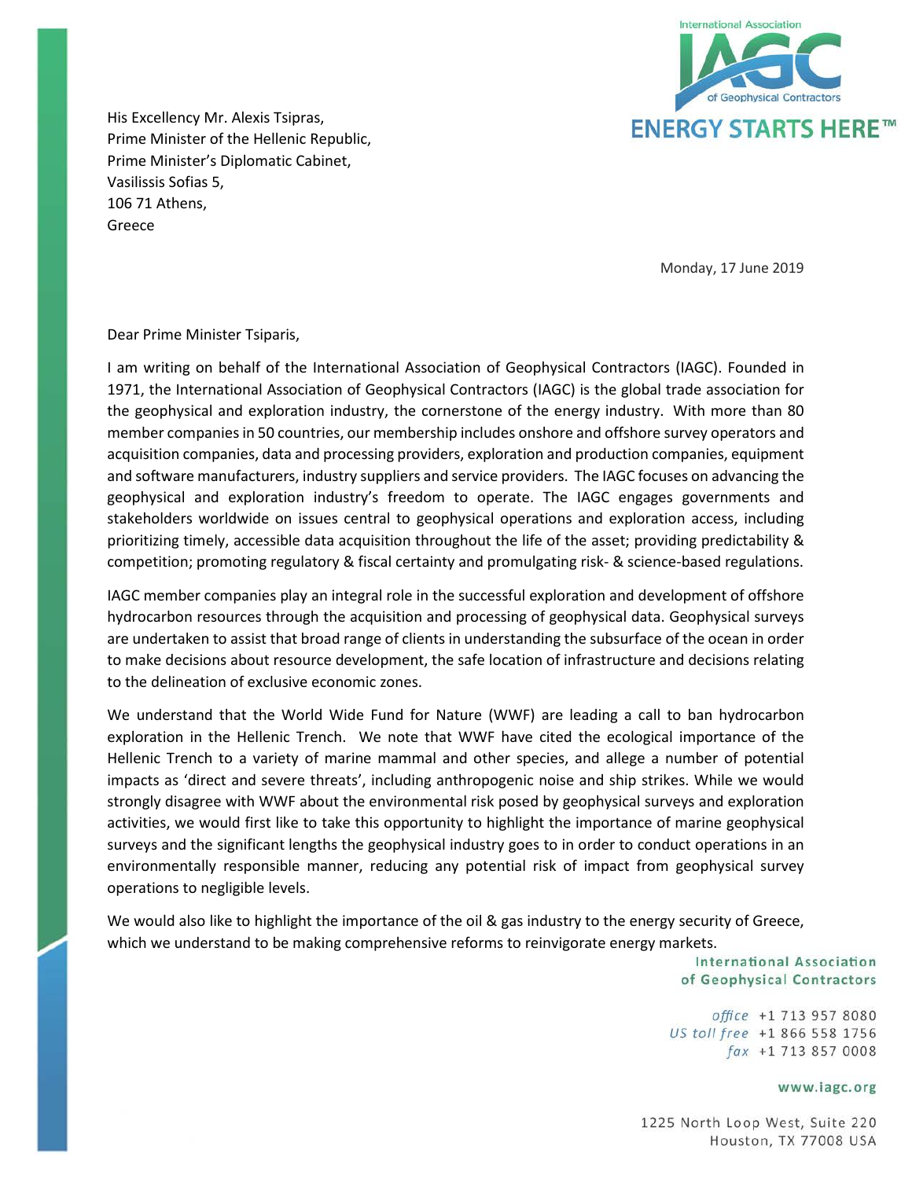His Excellency Mr. Alexis Tsipras,
Prime Minister of the Hellenic Republic,
Prime Minister's Diplomatic Cabinet,
Vasilissis Sofias 5,
106 71 Athens,
Greece

Monday, 17 June 2019

Dear Prime Minister Tsiparis,

I am writing on behalf of the International Association of Geophysical Contractors (IAGC). Founded in 1971, the International Association of Geophysical Contractors (IAGC) is the global trade association for the geophysical and exploration industry, the cornerstone of the energy industry. With more than 80 member companies in 50 countries, our membership includes onshore and offshore survey operators and acquisition companies, data and processing providers, exploration and production companies, equipment and software manufacturers, industry suppliers and service providers. The IAGC focuses on advancing the geophysical and exploration industry's freedom to operate. The IAGC engages governments and stakeholders worldwide on issues central to geophysical operations and exploration access, including prioritizing timely, accessible data acquisition throughout the life of the asset; providing predictability & competition; promoting regulatory & fiscal certainty and promulgating risk- & science-based regulations.

IAGC member companies play an integral role in the successful exploration and development of offshore hydrocarbon resources through the acquisition and processing of geophysical data. Geophysical surveys are undertaken to assist that broad range of clients in understanding the subsurface of the ocean in order to make decisions about resource development, the safe location of infrastructure and decisions relating to the delineation of exclusive economic zones.

We understand that the World Wide Fund for Nature (WWF) are leading a call to ban hydrocarbon exploration in the Hellenic Trench. We note that WWF have cited the ecological importance of the Hellenic Trench to a variety of marine mammal and other species, and allege a number of potential impacts as 'direct and severe threats', including anthropogenic noise and ship strikes. While we would strongly disagree with WWF about the environmental risk posed by geophysical surveys and exploration activities, we would first like to take this opportunity to highlight the importance of marine geophysical surveys and the significant lengths the geophysical industry goes to in order to conduct operations in an environmentally responsible manner, reducing any potential risk of impact from geophysical survey operations to negligible levels.

We would also like to highlight the importance of the oil & gas industry to the energy security of Greece, which we understand to be making comprehensive reforms to reinvigorate energy markets.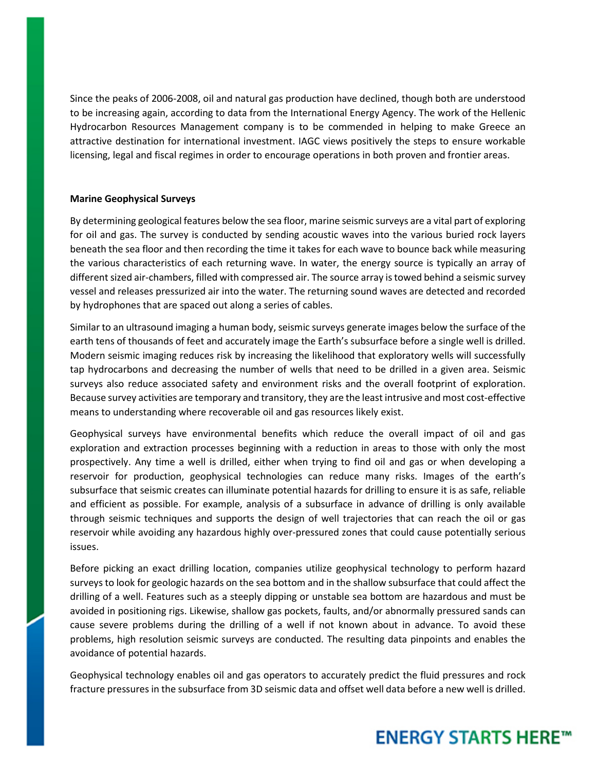Since the peaks of 2006-2008, oil and natural gas production have declined, though both are understood to be increasing again, according to data from the International Energy Agency. The work of the Hellenic Hydrocarbon Resources Management company is to be commended in helping to make Greece an attractive destination for international investment. IAGC views positively the steps to ensure workable licensing, legal and fiscal regimes in order to encourage operations in both proven and frontier areas.

**Marine Geophysical Surveys**

By determining geological features below the sea floor, marine seismic surveys are a vital part of exploring for oil and gas. The survey is conducted by sending acoustic waves into the various buried rock layers beneath the sea floor and then recording the time it takes for each wave to bounce back while measuring the various characteristics of each returning wave. In water, the energy source is typically an array of different sized air-chambers, filled with compressed air. The source array is towed behind a seismic survey vessel and releases pressurized air into the water. The returning sound waves are detected and recorded by hydrophones that are spaced out along a series of cables.

Similar to an ultrasound imaging a human body, seismic surveys generate images below the surface of the earth tens of thousands of feet and accurately image the Earth's subsurface before a single well is drilled. Modern seismic imaging reduces risk by increasing the likelihood that exploratory wells will successfully tap hydrocarbons and decreasing the number of wells that need to be drilled in a given area. Seismic surveys also reduce associated safety and environment risks and the overall footprint of exploration. Because survey activities are temporary and transitory, they are the least intrusive and most cost-effective means to understanding where recoverable oil and gas resources likely exist.

Geophysical surveys have environmental benefits which reduce the overall impact of oil and gas exploration and extraction processes beginning with a reduction in areas to those with only the most prospectively. Any time a well is drilled, either when trying to find oil and gas or when developing a reservoir for production, geophysical technologies can reduce many risks. Images of the earth's subsurface that seismic creates can illuminate potential hazards for drilling to ensure it is as safe, reliable and efficient as possible. For example, analysis of a subsurface in advance of drilling is only available through seismic techniques and supports the design of well trajectories that can reach the oil or gas reservoir while avoiding any hazardous highly over-pressured zones that could cause potentially serious issues.

Before picking an exact drilling location, companies utilize geophysical technology to perform hazard surveys to look for geologic hazards on the sea bottom and in the shallow subsurface that could affect the drilling of a well. Features such as a steeply dipping or unstable sea bottom are hazardous and must be avoided in positioning rigs. Likewise, shallow gas pockets, faults, and/or abnormally pressured sands can cause severe problems during the drilling of a well if not known about in advance. To avoid these problems, high resolution seismic surveys are conducted. The resulting data pinpoints and enables the avoidance of potential hazards.

Geophysical technology enables oil and gas operators to accurately predict the fluid pressures and rock fracture pressures in the subsurface from 3D seismic data and offset well data before a new well is drilled.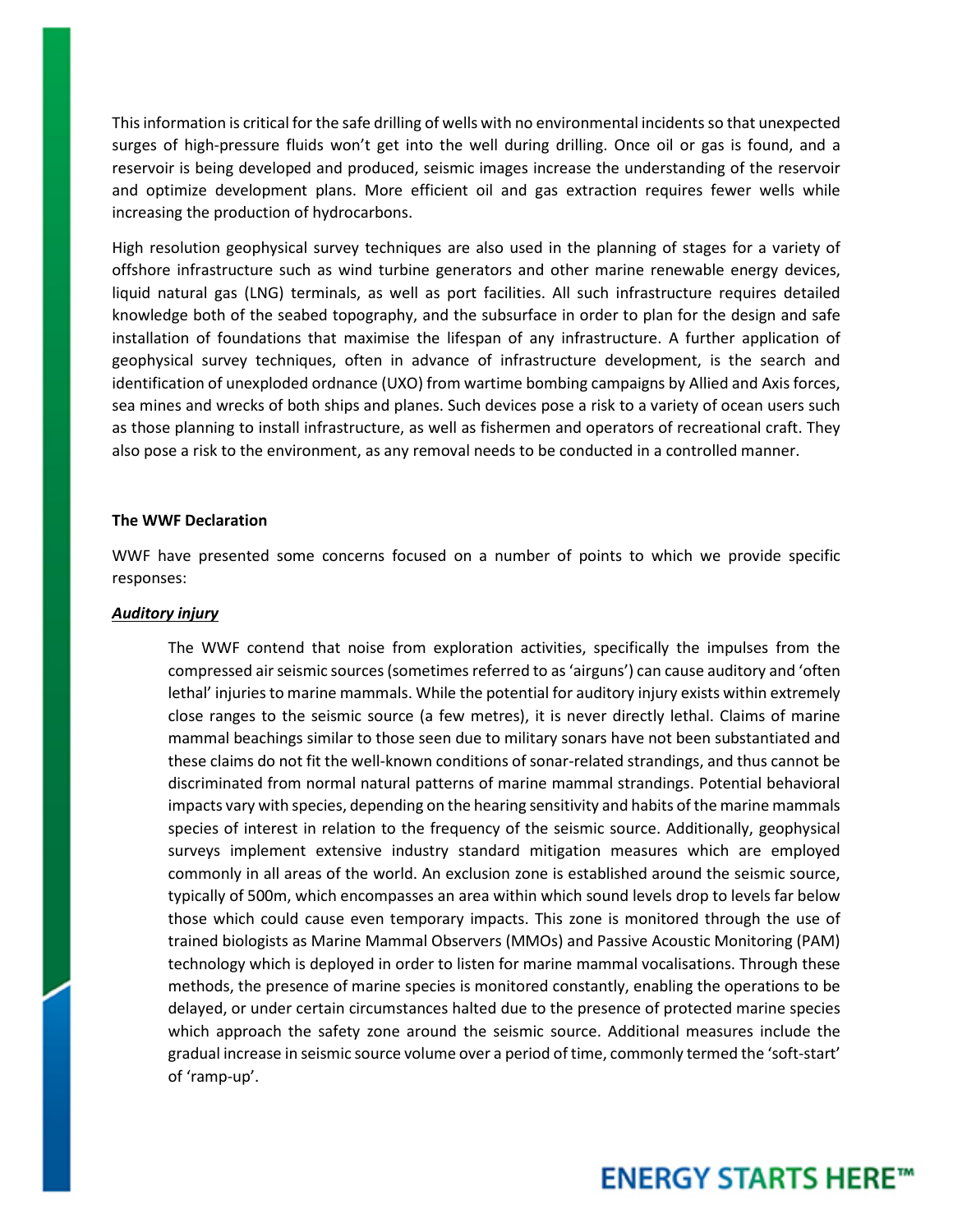This information is critical for the safe drilling of wells with no environmental incidents so that unexpected surges of high-pressure fluids won't get into the well during drilling. Once oil or gas is found, and a reservoir is being developed and produced, seismic images increase the understanding of the reservoir and optimize development plans. More efficient oil and gas extraction requires fewer wells while increasing the production of hydrocarbons.

High resolution geophysical survey techniques are also used in the planning of stages for a variety of offshore infrastructure such as wind turbine generators and other marine renewable energy devices, liquid natural gas (LNG) terminals, as well as port facilities. All such infrastructure requires detailed knowledge both of the seabed topography, and the subsurface in order to plan for the design and safe installation of foundations that maximise the lifespan of any infrastructure. A further application of geophysical survey techniques, often in advance of infrastructure development, is the search and identification of unexploded ordnance (UXO) from wartime bombing campaigns by Allied and Axis forces, sea mines and wrecks of both ships and planes. Such devices pose a risk to a variety of ocean users such as those planning to install infrastructure, as well as fishermen and operators of recreational craft. They also pose a risk to the environment, as any removal needs to be conducted in a controlled manner.

**The WWF Declaration**

WWF have presented some concerns focused on a number of points to which we provide specific responses:

***Auditory injury***

The WWF contend that noise from exploration activities, specifically the impulses from the compressed air seismic sources (sometimes referred to as 'airguns') can cause auditory and 'often lethal' injuries to marine mammals. While the potential for auditory injury exists within extremely close ranges to the seismic source (a few metres), it is never directly lethal. Claims of marine mammal beachings similar to those seen due to military sonars have not been substantiated and these claims do not fit the well-known conditions of sonar-related strandings, and thus cannot be discriminated from normal natural patterns of marine mammal strandings. Potential behavioral impacts vary with species, depending on the hearing sensitivity and habits of the marine mammals species of interest in relation to the frequency of the seismic source. Additionally, geophysical surveys implement extensive industry standard mitigation measures which are employed commonly in all areas of the world. An exclusion zone is established around the seismic source, typically of 500m, which encompasses an area within which sound levels drop to levels far below those which could cause even temporary impacts. This zone is monitored through the use of trained biologists as Marine Mammal Observers (MMOs) and Passive Acoustic Monitoring (PAM) technology which is deployed in order to listen for marine mammal vocalisations. Through these methods, the presence of marine species is monitored constantly, enabling the operations to be delayed, or under certain circumstances halted due to the presence of protected marine species which approach the safety zone around the seismic source. Additional measures include the gradual increase in seismic source volume over a period of time, commonly termed the 'soft-start' of 'ramp-up'.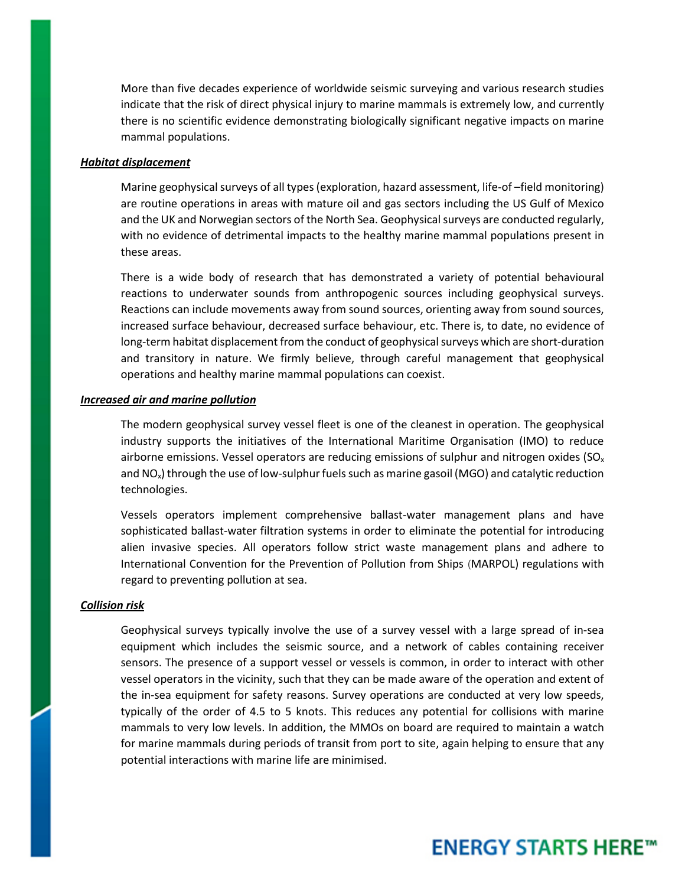More than five decades experience of worldwide seismic surveying and various research studies indicate that the risk of direct physical injury to marine mammals is extremely low, and currently there is no scientific evidence demonstrating biologically significant negative impacts on marine mammal populations.

***Habitat displacement***

Marine geophysical surveys of all types (exploration, hazard assessment, life-of –field monitoring) are routine operations in areas with mature oil and gas sectors including the US Gulf of Mexico and the UK and Norwegian sectors of the North Sea. Geophysical surveys are conducted regularly, with no evidence of detrimental impacts to the healthy marine mammal populations present in these areas.

There is a wide body of research that has demonstrated a variety of potential behavioural reactions to underwater sounds from anthropogenic sources including geophysical surveys. Reactions can include movements away from sound sources, orienting away from sound sources, increased surface behaviour, decreased surface behaviour, etc. There is, to date, no evidence of long-term habitat displacement from the conduct of geophysical surveys which are short-duration and transitory in nature. We firmly believe, through careful management that geophysical operations and healthy marine mammal populations can coexist.

***Increased air and marine pollution***

The modern geophysical survey vessel fleet is one of the cleanest in operation. The geophysical industry supports the initiatives of the International Maritime Organisation (IMO) to reduce airborne emissions. Vessel operators are reducing emissions of sulphur and nitrogen oxides ($SO_x$ and $NO_x$) through the use of low-sulphur fuels such as marine gasoil (MGO) and catalytic reduction technologies.

Vessels operators implement comprehensive ballast-water management plans and have sophisticated ballast-water filtration systems in order to eliminate the potential for introducing alien invasive species. All operators follow strict waste management plans and adhere to International Convention for the Prevention of Pollution from Ships (MARPOL) regulations with regard to preventing pollution at sea.

***Collision risk***

Geophysical surveys typically involve the use of a survey vessel with a large spread of in-sea equipment which includes the seismic source, and a network of cables containing receiver sensors. The presence of a support vessel or vessels is common, in order to interact with other vessel operators in the vicinity, such that they can be made aware of the operation and extent of the in-sea equipment for safety reasons. Survey operations are conducted at very low speeds, typically of the order of 4.5 to 5 knots. This reduces any potential for collisions with marine mammals to very low levels. In addition, the MMOs on board are required to maintain a watch for marine mammals during periods of transit from port to site, again helping to ensure that any potential interactions with marine life are minimised.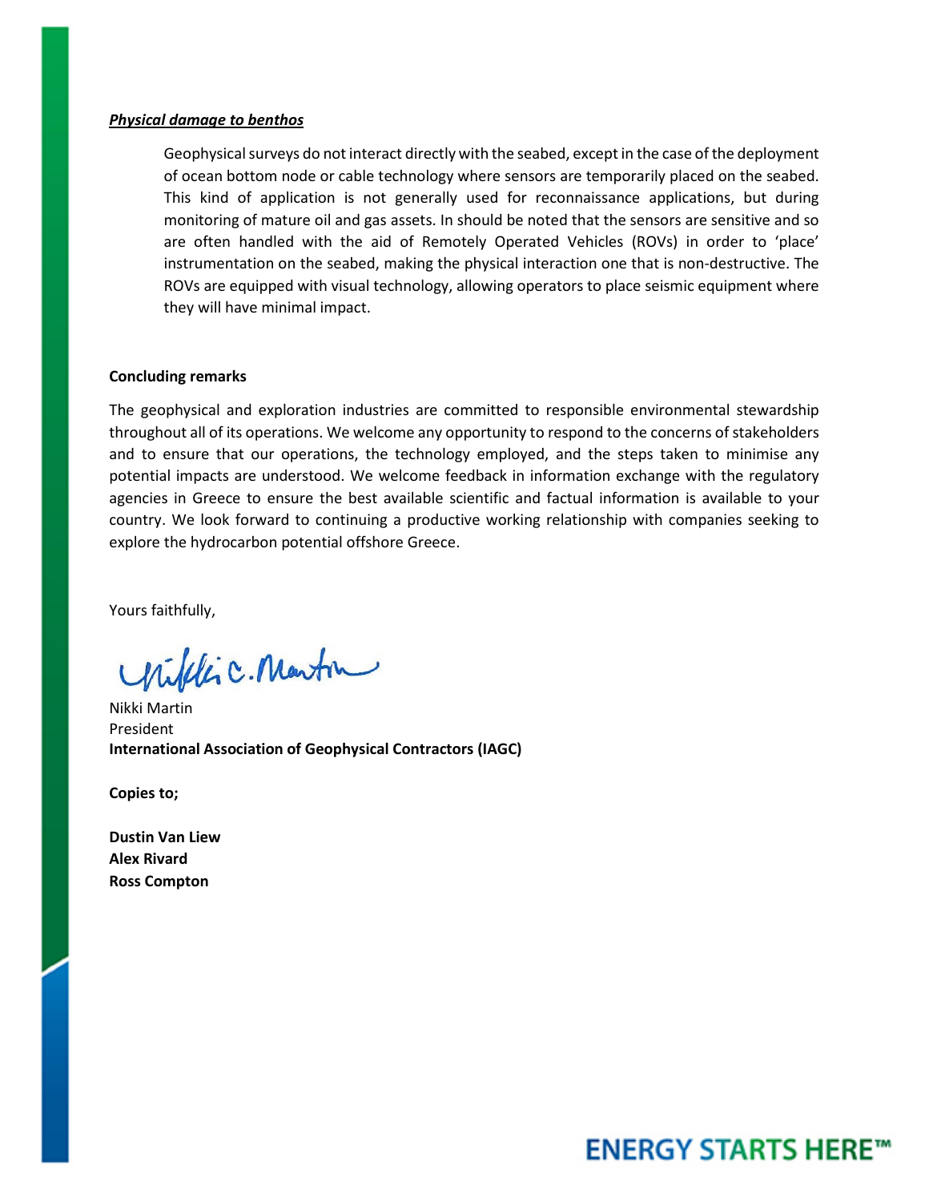***Physical damage to benthos***

Geophysical surveys do not interact directly with the seabed, except in the case of the deployment of ocean bottom node or cable technology where sensors are temporarily placed on the seabed. This kind of application is not generally used for reconnaissance applications, but during monitoring of mature oil and gas assets. In should be noted that the sensors are sensitive and so are often handled with the aid of Remotely Operated Vehicles (ROVs) in order to 'place' instrumentation on the seabed, making the physical interaction one that is non-destructive. The ROVs are equipped with visual technology, allowing operators to place seismic equipment where they will have minimal impact.

**Concluding remarks**

The geophysical and exploration industries are committed to responsible environmental stewardship throughout all of its operations. We welcome any opportunity to respond to the concerns of stakeholders and to ensure that our operations, the technology employed, and the steps taken to minimise any potential impacts are understood. We welcome feedback in information exchange with the regulatory agencies in Greece to ensure the best available scientific and factual information is available to your country. We look forward to continuing a productive working relationship with companies seeking to explore the hydrocarbon potential offshore Greece.

Yours faithfully,

Nikki C. Martin

Nikki Martin
President
**International Association of Geophysical Contractors (IAGC)**

**Copies to;**

**Dustin Van Liew**
**Alex Rivard**
**Ross Compton**

ENERGY STARTS HERE™